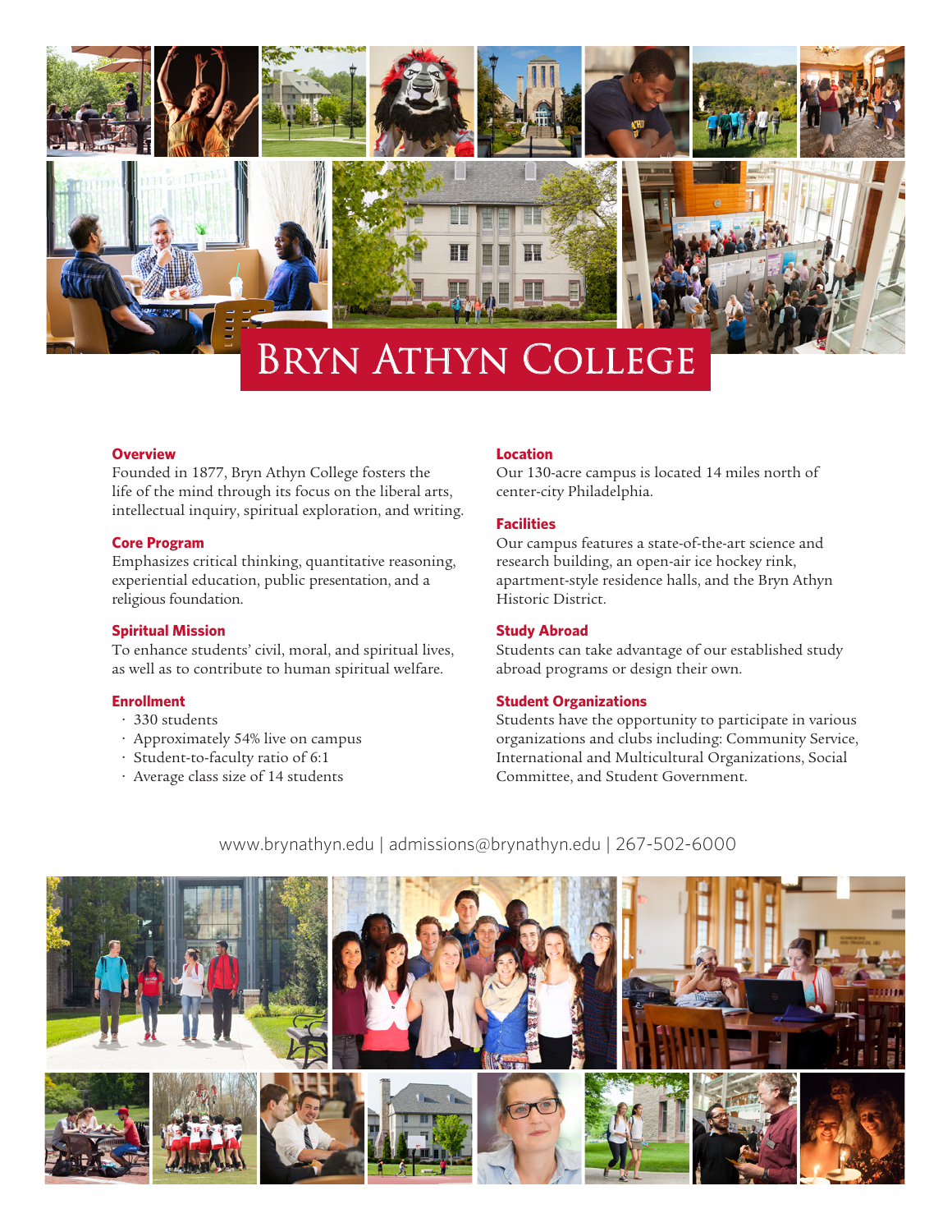# Bryn Athyn College

### Overview
Founded in 1877, Bryn Athyn College fosters the life of the mind through its focus on the liberal arts, intellectual inquiry, spiritual exploration, and writing.

### Core Program
Emphasizes critical thinking, quantitative reasoning, experiential education, public presentation, and a religious foundation.

### Spiritual Mission
To enhance students' civil, moral, and spiritual lives, as well as to contribute to human spiritual welfare.

### Enrollment
- 330 students
- Approximately 54% live on campus
- Student-to-faculty ratio of 6:1
- Average class size of 14 students

### Location
Our 130-acre campus is located 14 miles north of center-city Philadelphia.

### Facilities
Our campus features a state-of-the-art science and research building, an open-air ice hockey rink, apartment-style residence halls, and the Bryn Athyn Historic District.

### Study Abroad
Students can take advantage of our established study abroad programs or design their own.

### Student Organizations
Students have the opportunity to participate in various organizations and clubs including: Community Service, International and Multicultural Organizations, Social Committee, and Student Government.

www.brynathyn.edu | admissions@brynathyn.edu | 267-502-6000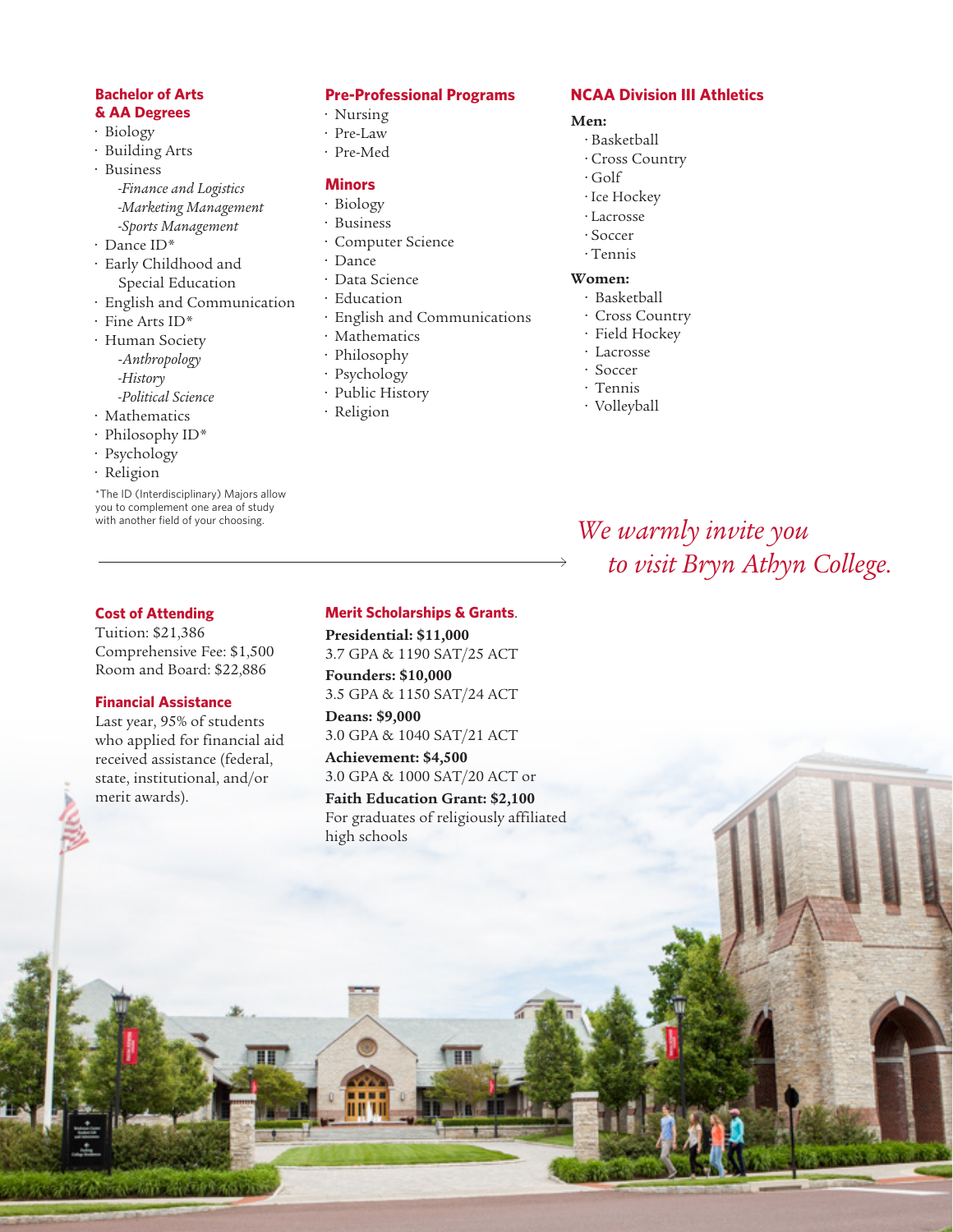## Bachelor of Arts & AA Degrees

- Biology
- Building Arts
- Business
  - *-Finance and Logistics*
  - *-Marketing Management*
  - *-Sports Management*
- Dance ID*
- Early Childhood and Special Education
- English and Communication
- Fine Arts ID*
- Human Society
  - *-Anthropology*
  - *-History*
  - *-Political Science*
- Mathematics
- Philosophy ID*
- Psychology
- Religion

*The ID (Interdisciplinary) Majors allow you to complement one area of study with another field of your choosing.

## Pre-Professional Programs

- Nursing
- Pre-Law
- Pre-Med

## Minors

- Biology
- Business
- Computer Science
- Dance
- Data Science
- Education
- English and Communications
- Mathematics
- Philosophy
- Psychology
- Public History
- Religion

## NCAA Division III Athletics

**Men:**

- Basketball
- Cross Country
- Golf
- Ice Hockey
- Lacrosse
- Soccer
- Tennis

**Women:**

- Basketball
- Cross Country
- Field Hockey
- Lacrosse
- Soccer
- Tennis
- Volleyball

*We warmly invite you to visit Bryn Athyn College.*

## Cost of Attending

Tuition: $21,386
Comprehensive Fee: $1,500
Room and Board: $22,886

## Financial Assistance

Last year, 95% of students who applied for financial aid received assistance (federal, state, institutional, and/or merit awards).

## Merit Scholarships & Grants.

**Presidential: $11,000**
3.7 GPA & 1190 SAT/25 ACT

**Founders: $10,000**
3.5 GPA & 1150 SAT/24 ACT

**Deans: $9,000**
3.0 GPA & 1040 SAT/21 ACT

**Achievement: $4,500**
3.0 GPA & 1000 SAT/20 ACT or

**Faith Education Grant: $2,100**
For graduates of religiously affiliated high schools